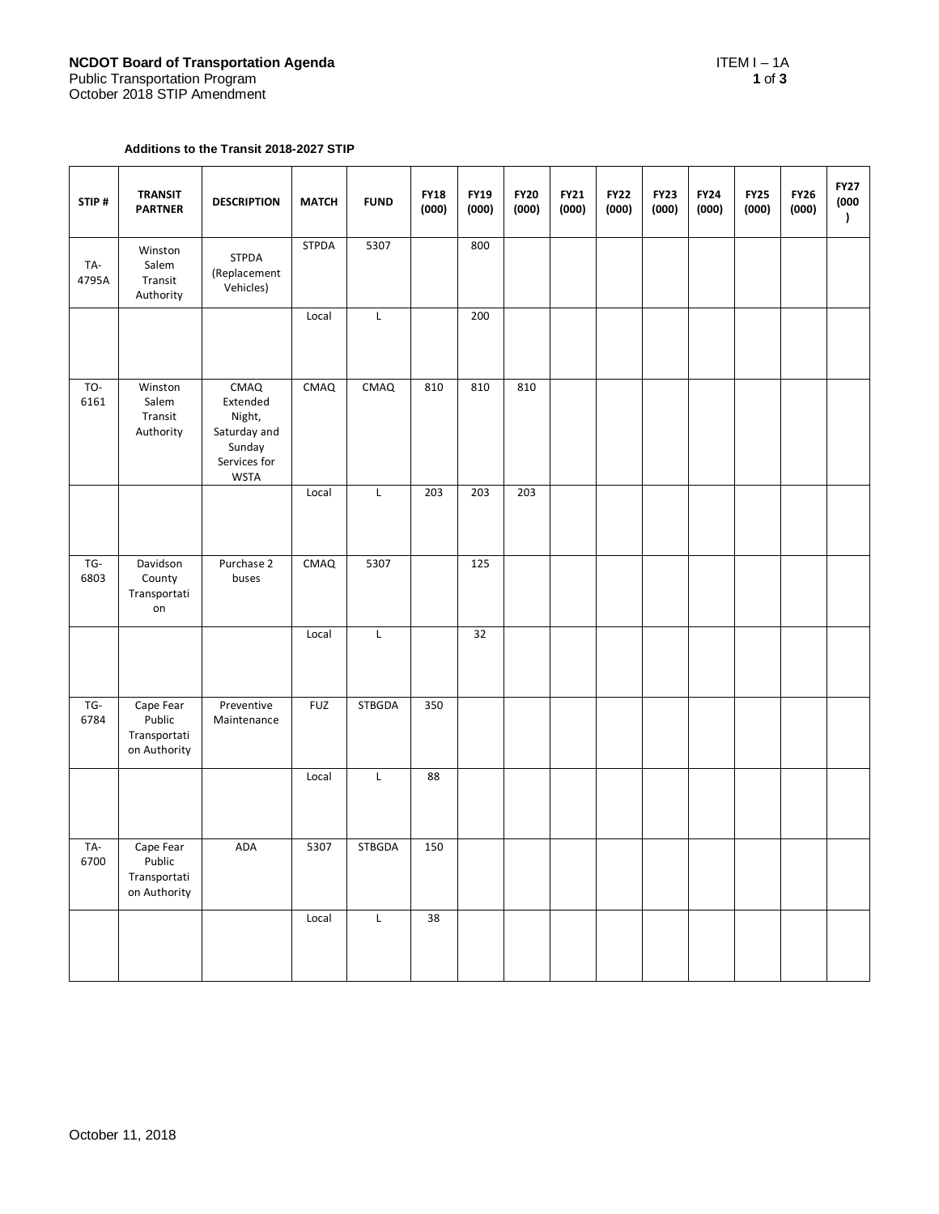**NCDOT Board of Transportation Agenda**
Public Transportation Program
October 2018 STIP Amendment

ITEM I – 1A

**Additions to the Transit 2018-2027 STIP**

| STIP # | TRANSIT PARTNER | DESCRIPTION | MATCH | FUND | FY18 (000) | FY19 (000) | FY20 (000) | FY21 (000) | FY22 (000) | FY23 (000) | FY24 (000) | FY25 (000) | FY26 (000) | FY27 (000) |
|---|---|---|---|---|---|---|---|---|---|---|---|---|---|---|
| TA-4795A | Winston Salem Transit Authority | STPDA (Replacement Vehicles) | STPDA | 5307 | | 800 | | | | | | | | |
| | | | Local | L | | 200 | | | | | | | | |
| TO-6161 | Winston Salem Transit Authority | CMAQ Extended Night, Saturday and Sunday Services for WSTA | CMAQ | CMAQ | 810 | 810 | 810 | | | | | | | |
| | | | Local | L | 203 | 203 | 203 | | | | | | | |
| TG-6803 | Davidson County Transportation | Purchase 2 buses | CMAQ | 5307 | | 125 | | | | | | | | |
| | | | Local | L | | 32 | | | | | | | | |
| TG-6784 | Cape Fear Public Transportation Authority | Preventive Maintenance | FUZ | STBGDA | 350 | | | | | | | | | |
| | | | Local | L | 88 | | | | | | | | | |
| TA-6700 | Cape Fear Public Transportation Authority | ADA | 5307 | STBGDA | 150 | | | | | | | | | |
| | | | Local | L | 38 | | | | | | | | | |

October 11, 2018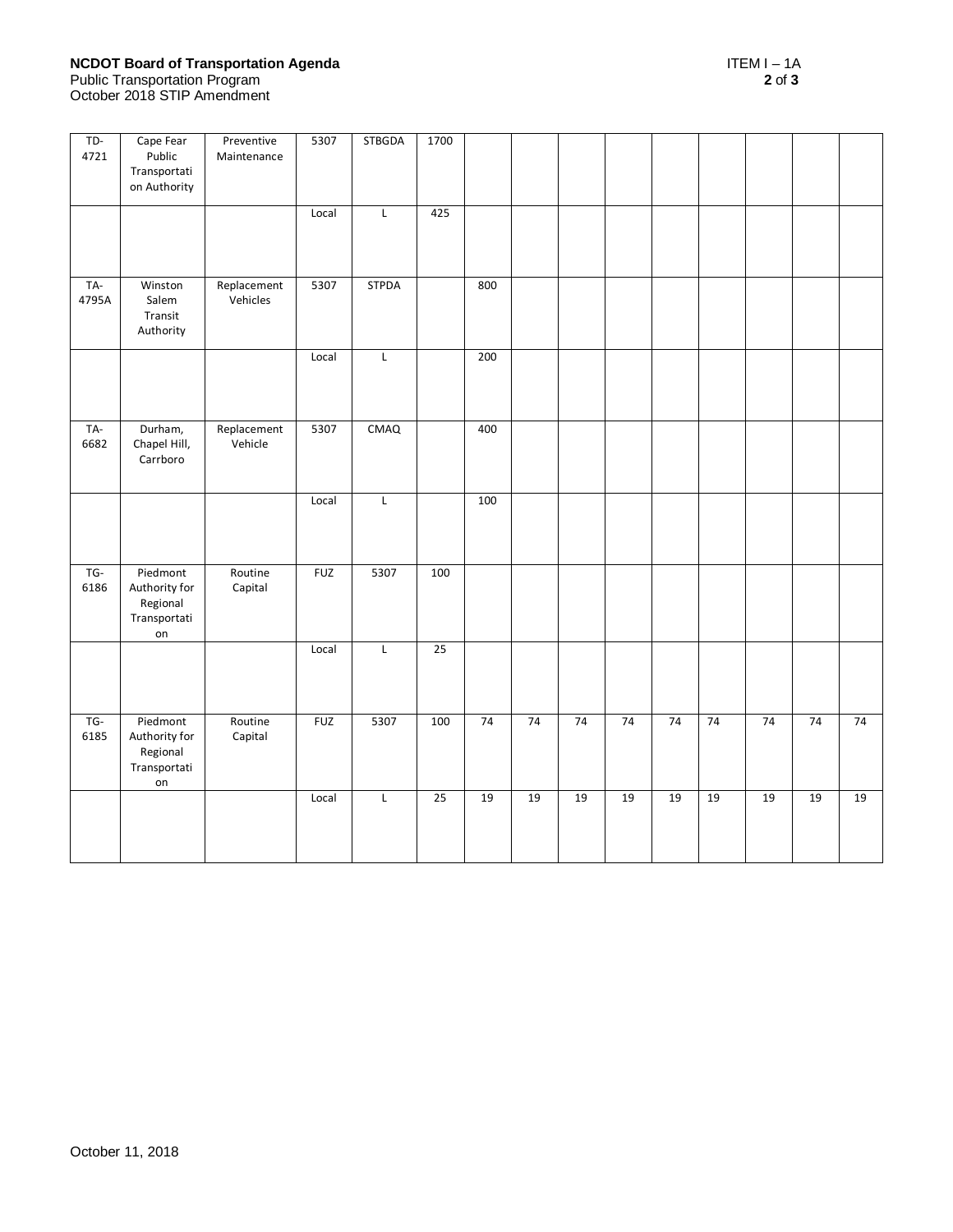**NCDOT Board of Transportation Agenda**
Public Transportation Program
October 2018 STIP Amendment

ITEM I – 1A

| | | | | | | | | | | | | | | |
|---|---|---|---|---|---|---|---|---|---|---|---|---|---|---|
| TD-4721 | Cape Fear Public Transportation Authority | Preventive Maintenance | 5307 | STBGDA | 1700 | | | | | | | | | |
| | | | Local | L | 425 | | | | | | | | | |
| TA-4795A | Winston Salem Transit Authority | Replacement Vehicles | 5307 | STPDA | | 800 | | | | | | | | |
| | | | Local | L | | 200 | | | | | | | | |
| TA-6682 | Durham, Chapel Hill, Carrboro | Replacement Vehicle | 5307 | CMAQ | | 400 | | | | | | | | |
| | | | Local | L | | 100 | | | | | | | | |
| TG-6186 | Piedmont Authority for Regional Transportation | Routine Capital | FUZ | 5307 | 100 | | | | | | | | | |
| | | | Local | L | 25 | | | | | | | | | |
| TG-6185 | Piedmont Authority for Regional Transportation | Routine Capital | FUZ | 5307 | 100 | 74 | 74 | 74 | 74 | 74 | 74 | 74 | 74 | 74 |
| | | | Local | L | 25 | 19 | 19 | 19 | 19 | 19 | 19 | 19 | 19 | 19 |

October 11, 2018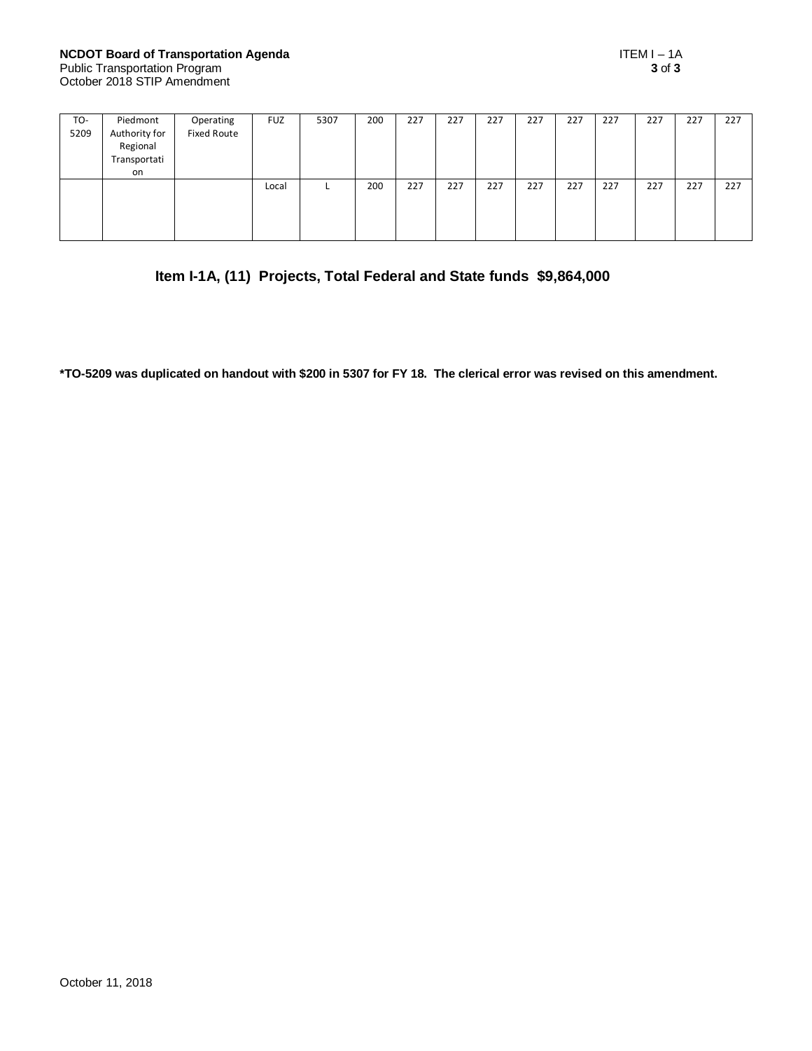| | | | | | | | | | | | | | | |
|---|---|---|---|---|---|---|---|---|---|---|---|---|---|---|
| TO-5209 | Piedmont Authority for Regional Transportation | Operating Fixed Route | FUZ | 5307 | 200 | 227 | 227 | 227 | 227 | 227 | 227 | 227 | 227 | 227 |
| | | | Local | L | 200 | 227 | 227 | 227 | 227 | 227 | 227 | 227 | 227 | 227 |

**Item I-1A, (11) Projects, Total Federal and State funds $9,864,000**

***TO-5209 was duplicated on handout with $200 in 5307 for FY 18. The clerical error was revised on this amendment.**

October 11, 2018